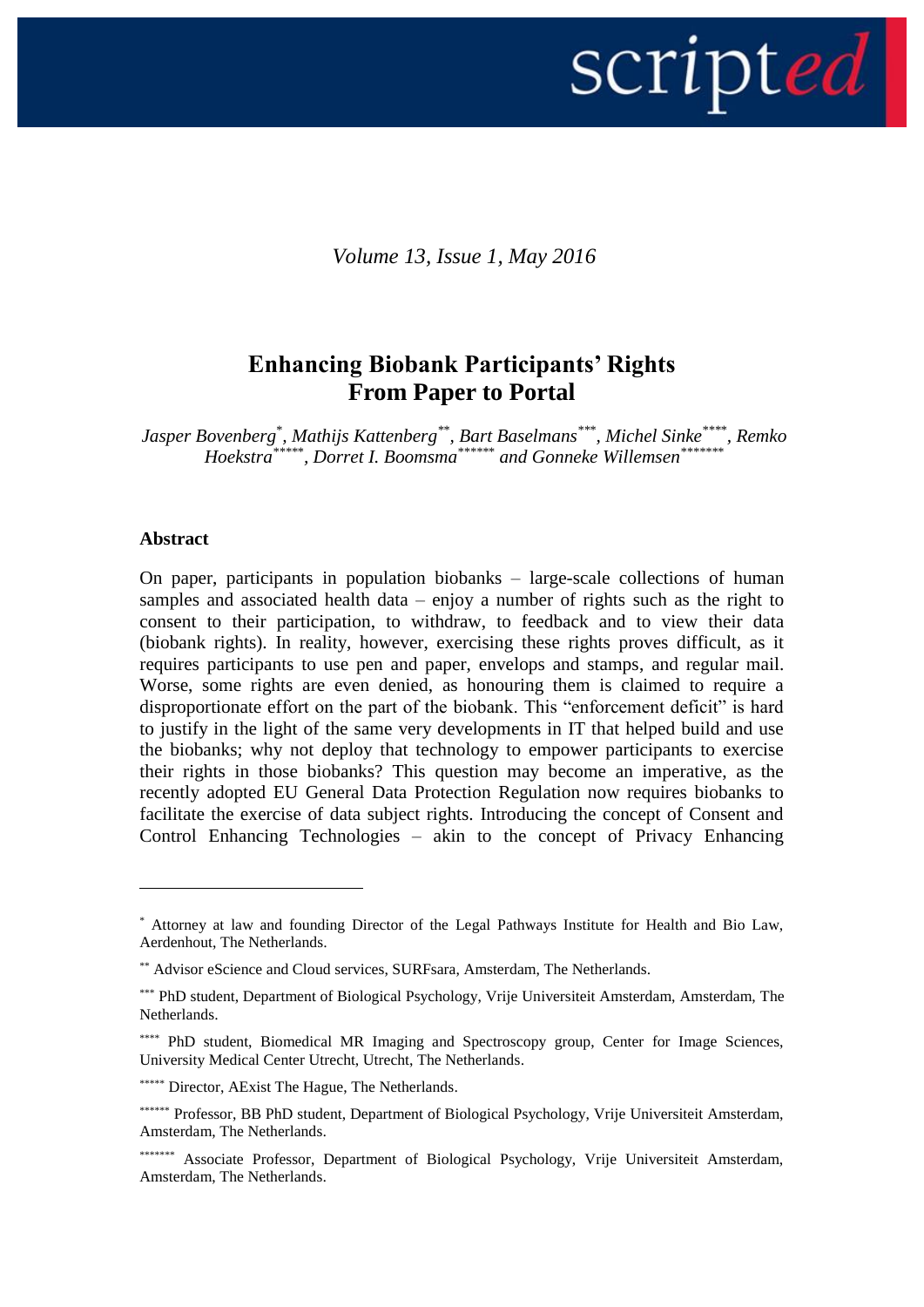*Volume 13, Issue 1, May 2016*

# Enhancing Biobank Participants' Rights From Paper to Portal

*Jasper Bovenberg*[*], *Mathijs Kattenberg*[**], *Bart Baselmans*[***], *Michel Sinke*[****], *Remko Hoekstra*[*****], *Dorret I. Boomsma*[******] *and Gonneke Willemsen*[*******]

## Abstract

On paper, participants in population biobanks – large-scale collections of human samples and associated health data – enjoy a number of rights such as the right to consent to their participation, to withdraw, to feedback and to view their data (biobank rights). In reality, however, exercising these rights proves difficult, as it requires participants to use pen and paper, envelops and stamps, and regular mail. Worse, some rights are even denied, as honouring them is claimed to require a disproportionate effort on the part of the biobank. This "enforcement deficit" is hard to justify in the light of the same very developments in IT that helped build and use the biobanks; why not deploy that technology to empower participants to exercise their rights in those biobanks? This question may become an imperative, as the recently adopted EU General Data Protection Regulation now requires biobanks to facilitate the exercise of data subject rights. Introducing the concept of Consent and Control Enhancing Technologies – akin to the concept of Privacy Enhancing

---

[*] Attorney at law and founding Director of the Legal Pathways Institute for Health and Bio Law, Aerdenhout, The Netherlands.

[**] Advisor eScience and Cloud services, SURFsara, Amsterdam, The Netherlands.

[***] PhD student, Department of Biological Psychology, Vrije Universiteit Amsterdam, Amsterdam, The Netherlands.

[****] PhD student, Biomedical MR Imaging and Spectroscopy group, Center for Image Sciences, University Medical Center Utrecht, Utrecht, The Netherlands.

[*****] Director, AExist The Hague, The Netherlands.

[******] Professor, BB PhD student, Department of Biological Psychology, Vrije Universiteit Amsterdam, Amsterdam, The Netherlands.

[*******] Associate Professor, Department of Biological Psychology, Vrije Universiteit Amsterdam, Amsterdam, The Netherlands.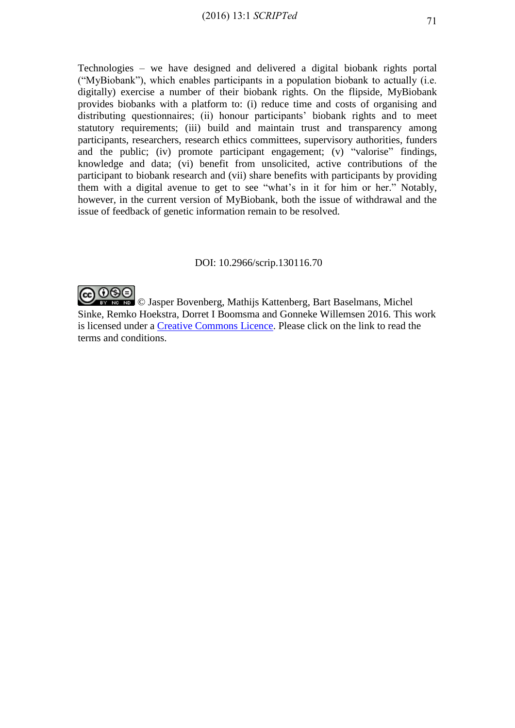Technologies – we have designed and delivered a digital biobank rights portal ("MyBiobank"), which enables participants in a population biobank to actually (i.e. digitally) exercise a number of their biobank rights. On the flipside, MyBiobank provides biobanks with a platform to: (i) reduce time and costs of organising and distributing questionnaires; (ii) honour participants' biobank rights and to meet statutory requirements; (iii) build and maintain trust and transparency among participants, researchers, research ethics committees, supervisory authorities, funders and the public; (iv) promote participant engagement; (v) "valorise" findings, knowledge and data; (vi) benefit from unsolicited, active contributions of the participant to biobank research and (vii) share benefits with participants by providing them with a digital avenue to get to see "what's in it for him or her." Notably, however, in the current version of MyBiobank, both the issue of withdrawal and the issue of feedback of genetic information remain to be resolved.

DOI: 10.2966/scrip.130116.70

© Jasper Bovenberg, Mathijs Kattenberg, Bart Baselmans, Michel Sinke, Remko Hoekstra, Dorret I Boomsma and Gonneke Willemsen 2016. This work is licensed under a [Creative Commons Licence](). Please click on the link to read the terms and conditions.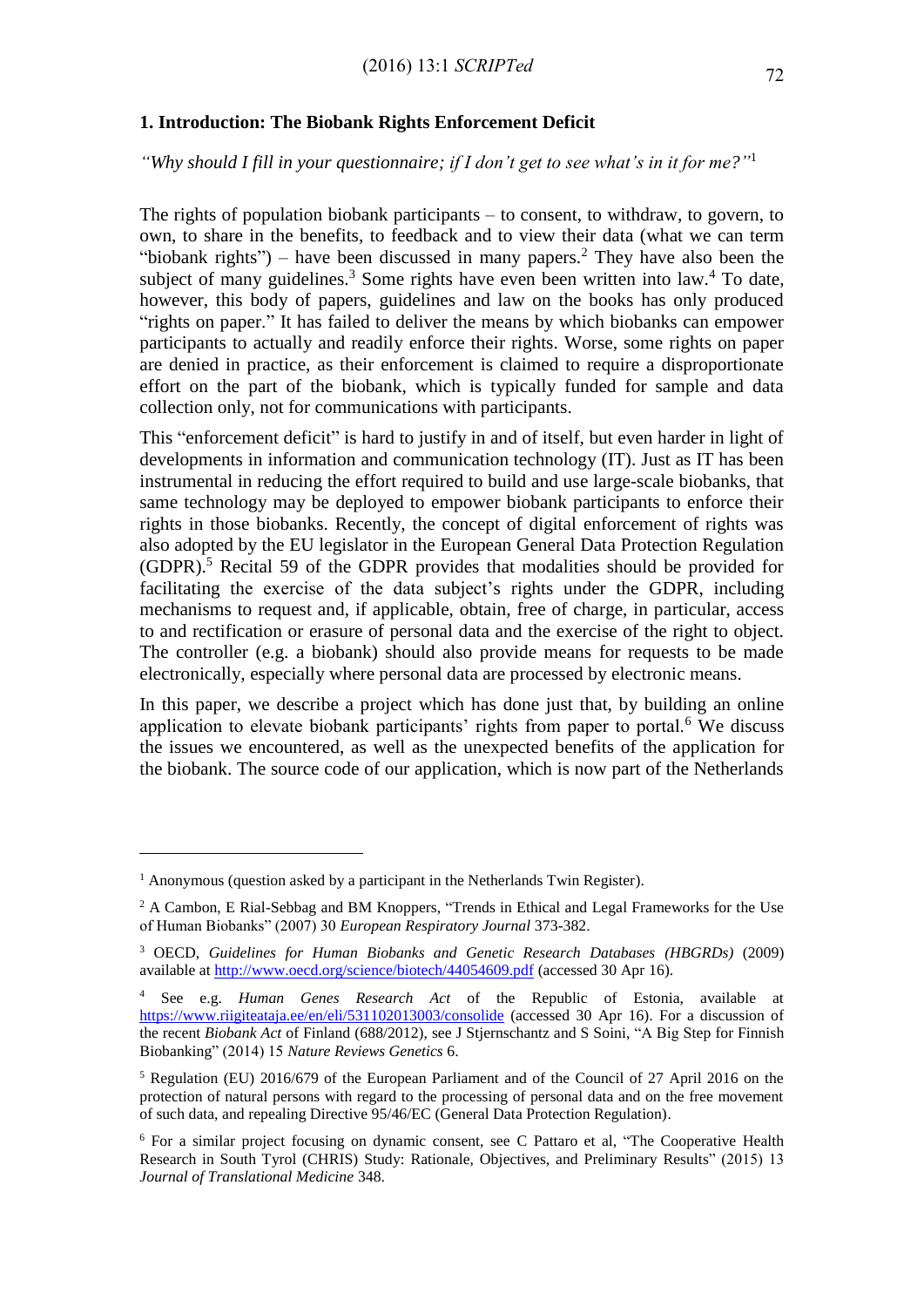## 1. Introduction: The Biobank Rights Enforcement Deficit

*"Why should I fill in your questionnaire; if I don't get to see what's in it for me?"*[1]

The rights of population biobank participants – to consent, to withdraw, to govern, to own, to share in the benefits, to feedback and to view their data (what we can term "biobank rights") – have been discussed in many papers.[2] They have also been the subject of many guidelines.[3] Some rights have even been written into law.[4] To date, however, this body of papers, guidelines and law on the books has only produced "rights on paper." It has failed to deliver the means by which biobanks can empower participants to actually and readily enforce their rights. Worse, some rights on paper are denied in practice, as their enforcement is claimed to require a disproportionate effort on the part of the biobank, which is typically funded for sample and data collection only, not for communications with participants.

This "enforcement deficit" is hard to justify in and of itself, but even harder in light of developments in information and communication technology (IT). Just as IT has been instrumental in reducing the effort required to build and use large-scale biobanks, that same technology may be deployed to empower biobank participants to enforce their rights in those biobanks. Recently, the concept of digital enforcement of rights was also adopted by the EU legislator in the European General Data Protection Regulation (GDPR).[5] Recital 59 of the GDPR provides that modalities should be provided for facilitating the exercise of the data subject's rights under the GDPR, including mechanisms to request and, if applicable, obtain, free of charge, in particular, access to and rectification or erasure of personal data and the exercise of the right to object. The controller (e.g. a biobank) should also provide means for requests to be made electronically, especially where personal data are processed by electronic means.

In this paper, we describe a project which has done just that, by building an online application to elevate biobank participants' rights from paper to portal.[6] We discuss the issues we encountered, as well as the unexpected benefits of the application for the biobank. The source code of our application, which is now part of the Netherlands

---

[1] Anonymous (question asked by a participant in the Netherlands Twin Register).

[2] A Cambon, E Rial-Sebbag and BM Knoppers, "Trends in Ethical and Legal Frameworks for the Use of Human Biobanks" (2007) 30 *European Respiratory Journal* 373-382.

[3] OECD, *Guidelines for Human Biobanks and Genetic Research Databases (HBGRDs)* (2009) available at http://www.oecd.org/science/biotech/44054609.pdf (accessed 30 Apr 16).

[4] See e.g. *Human Genes Research Act* of the Republic of Estonia, available at https://www.riigiteataja.ee/en/eli/531102013003/consolide (accessed 30 Apr 16). For a discussion of the recent *Biobank Act* of Finland (688/2012), see J Stjernschantz and S Soini, "A Big Step for Finnish Biobanking" (2014) 15 *Nature Reviews Genetics* 6.

[5] Regulation (EU) 2016/679 of the European Parliament and of the Council of 27 April 2016 on the protection of natural persons with regard to the processing of personal data and on the free movement of such data, and repealing Directive 95/46/EC (General Data Protection Regulation).

[6] For a similar project focusing on dynamic consent, see C Pattaro et al, "The Cooperative Health Research in South Tyrol (CHRIS) Study: Rationale, Objectives, and Preliminary Results" (2015) 13 *Journal of Translational Medicine* 348.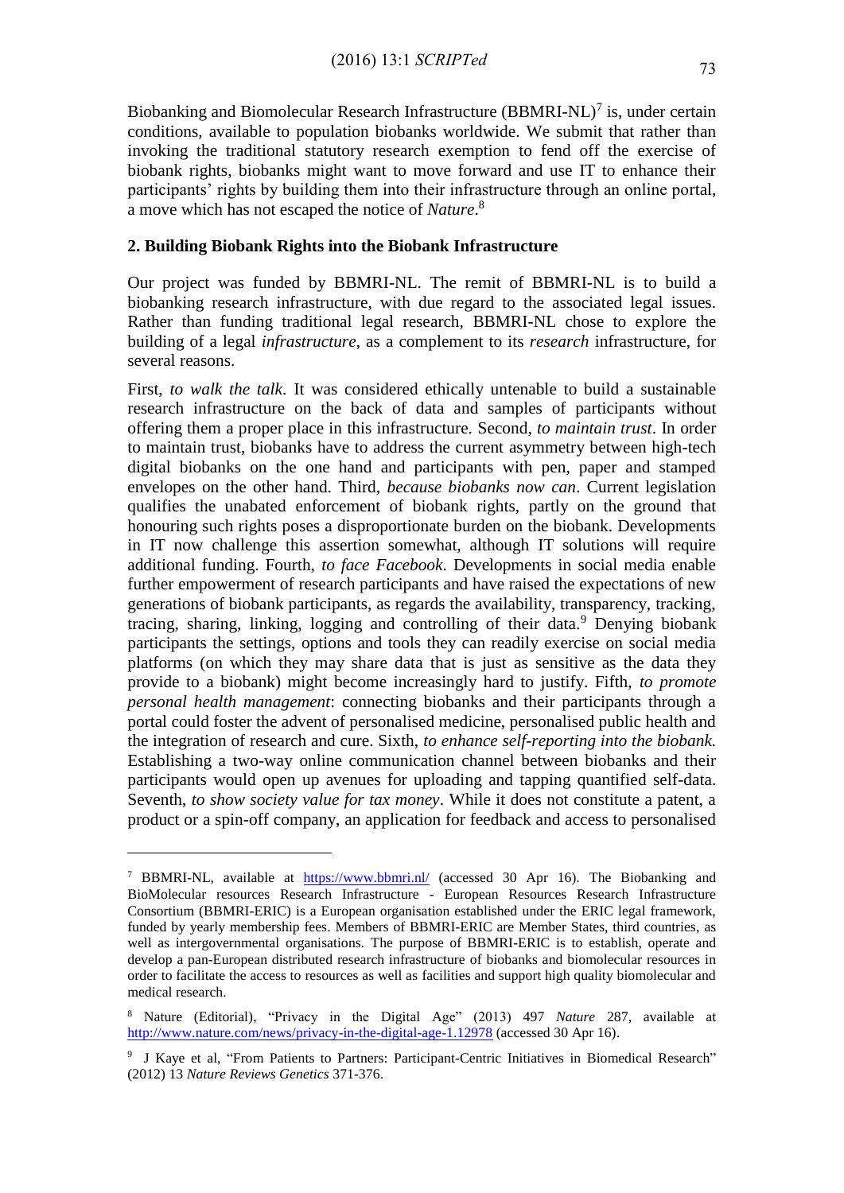Biobanking and Biomolecular Research Infrastructure (BBMRI-NL)[7] is, under certain conditions, available to population biobanks worldwide. We submit that rather than invoking the traditional statutory research exemption to fend off the exercise of biobank rights, biobanks might want to move forward and use IT to enhance their participants' rights by building them into their infrastructure through an online portal, a move which has not escaped the notice of *Nature*.[8]

## 2. Building Biobank Rights into the Biobank Infrastructure

Our project was funded by BBMRI-NL. The remit of BBMRI-NL is to build a biobanking research infrastructure, with due regard to the associated legal issues. Rather than funding traditional legal research, BBMRI-NL chose to explore the building of a legal *infrastructure*, as a complement to its *research* infrastructure, for several reasons.

First, *to walk the talk*. It was considered ethically untenable to build a sustainable research infrastructure on the back of data and samples of participants without offering them a proper place in this infrastructure. Second, *to maintain trust*. In order to maintain trust, biobanks have to address the current asymmetry between high-tech digital biobanks on the one hand and participants with pen, paper and stamped envelopes on the other hand. Third, *because biobanks now can*. Current legislation qualifies the unabated enforcement of biobank rights, partly on the ground that honouring such rights poses a disproportionate burden on the biobank. Developments in IT now challenge this assertion somewhat, although IT solutions will require additional funding. Fourth, *to face Facebook*. Developments in social media enable further empowerment of research participants and have raised the expectations of new generations of biobank participants, as regards the availability, transparency, tracking, tracing, sharing, linking, logging and controlling of their data.[9] Denying biobank participants the settings, options and tools they can readily exercise on social media platforms (on which they may share data that is just as sensitive as the data they provide to a biobank) might become increasingly hard to justify. Fifth, *to promote personal health management*: connecting biobanks and their participants through a portal could foster the advent of personalised medicine, personalised public health and the integration of research and cure. Sixth, *to enhance self-reporting into the biobank.* Establishing a two-way online communication channel between biobanks and their participants would open up avenues for uploading and tapping quantified self-data. Seventh, *to show society value for tax money*. While it does not constitute a patent, a product or a spin-off company, an application for feedback and access to personalised

---

[7] BBMRI-NL, available at https://www.bbmri.nl/ (accessed 30 Apr 16). The Biobanking and BioMolecular resources Research Infrastructure - European Resources Research Infrastructure Consortium (BBMRI-ERIC) is a European organisation established under the ERIC legal framework, funded by yearly membership fees. Members of BBMRI-ERIC are Member States, third countries, as well as intergovernmental organisations. The purpose of BBMRI-ERIC is to establish, operate and develop a pan-European distributed research infrastructure of biobanks and biomolecular resources in order to facilitate the access to resources as well as facilities and support high quality biomolecular and medical research.

[8] Nature (Editorial), "Privacy in the Digital Age" (2013) 497 *Nature* 287, available at http://www.nature.com/news/privacy-in-the-digital-age-1.12978 (accessed 30 Apr 16).

[9] J Kaye et al, "From Patients to Partners: Participant-Centric Initiatives in Biomedical Research" (2012) 13 *Nature Reviews Genetics* 371-376.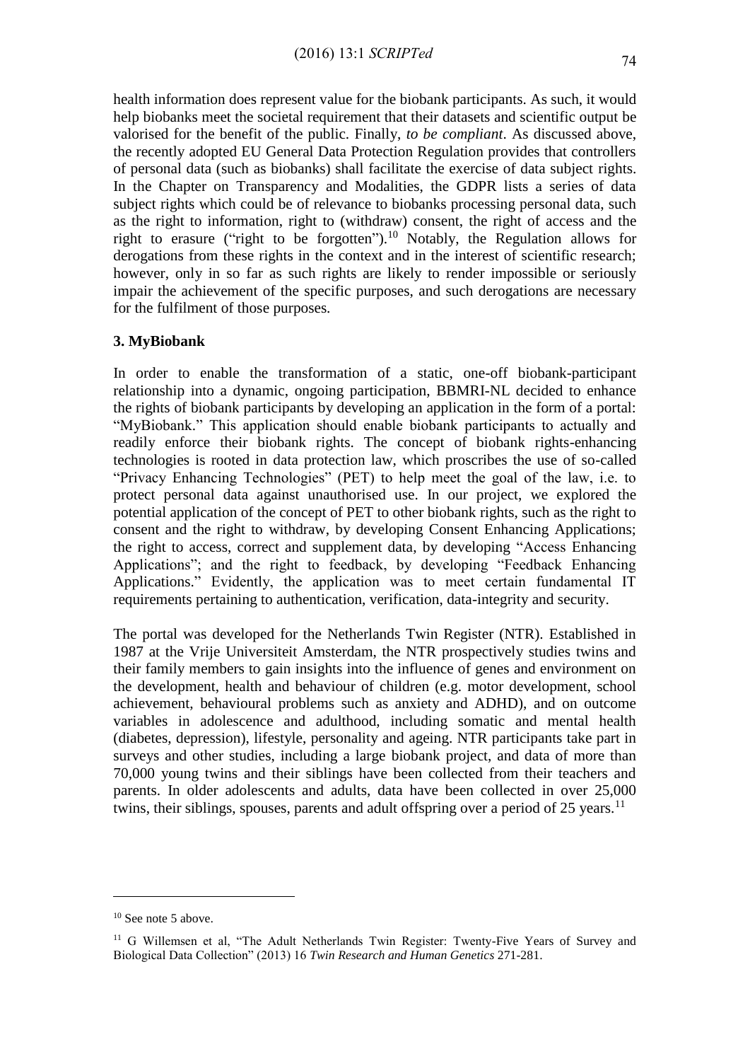health information does represent value for the biobank participants. As such, it would help biobanks meet the societal requirement that their datasets and scientific output be valorised for the benefit of the public. Finally, *to be compliant*. As discussed above, the recently adopted EU General Data Protection Regulation provides that controllers of personal data (such as biobanks) shall facilitate the exercise of data subject rights. In the Chapter on Transparency and Modalities, the GDPR lists a series of data subject rights which could be of relevance to biobanks processing personal data, such as the right to information, right to (withdraw) consent, the right of access and the right to erasure ("right to be forgotten").[10] Notably, the Regulation allows for derogations from these rights in the context and in the interest of scientific research; however, only in so far as such rights are likely to render impossible or seriously impair the achievement of the specific purposes, and such derogations are necessary for the fulfilment of those purposes.

### 3. MyBiobank

In order to enable the transformation of a static, one-off biobank-participant relationship into a dynamic, ongoing participation, BBMRI-NL decided to enhance the rights of biobank participants by developing an application in the form of a portal: "MyBiobank." This application should enable biobank participants to actually and readily enforce their biobank rights. The concept of biobank rights-enhancing technologies is rooted in data protection law, which proscribes the use of so-called "Privacy Enhancing Technologies" (PET) to help meet the goal of the law, i.e. to protect personal data against unauthorised use. In our project, we explored the potential application of the concept of PET to other biobank rights, such as the right to consent and the right to withdraw, by developing Consent Enhancing Applications; the right to access, correct and supplement data, by developing "Access Enhancing Applications"; and the right to feedback, by developing "Feedback Enhancing Applications." Evidently, the application was to meet certain fundamental IT requirements pertaining to authentication, verification, data-integrity and security.

The portal was developed for the Netherlands Twin Register (NTR). Established in 1987 at the Vrije Universiteit Amsterdam, the NTR prospectively studies twins and their family members to gain insights into the influence of genes and environment on the development, health and behaviour of children (e.g. motor development, school achievement, behavioural problems such as anxiety and ADHD), and on outcome variables in adolescence and adulthood, including somatic and mental health (diabetes, depression), lifestyle, personality and ageing. NTR participants take part in surveys and other studies, including a large biobank project, and data of more than 70,000 young twins and their siblings have been collected from their teachers and parents. In older adolescents and adults, data have been collected in over 25,000 twins, their siblings, spouses, parents and adult offspring over a period of 25 years.[11]

---

[10] See note 5 above.

[11] G Willemsen et al, "The Adult Netherlands Twin Register: Twenty-Five Years of Survey and Biological Data Collection" (2013) 16 *Twin Research and Human Genetics* 271-281.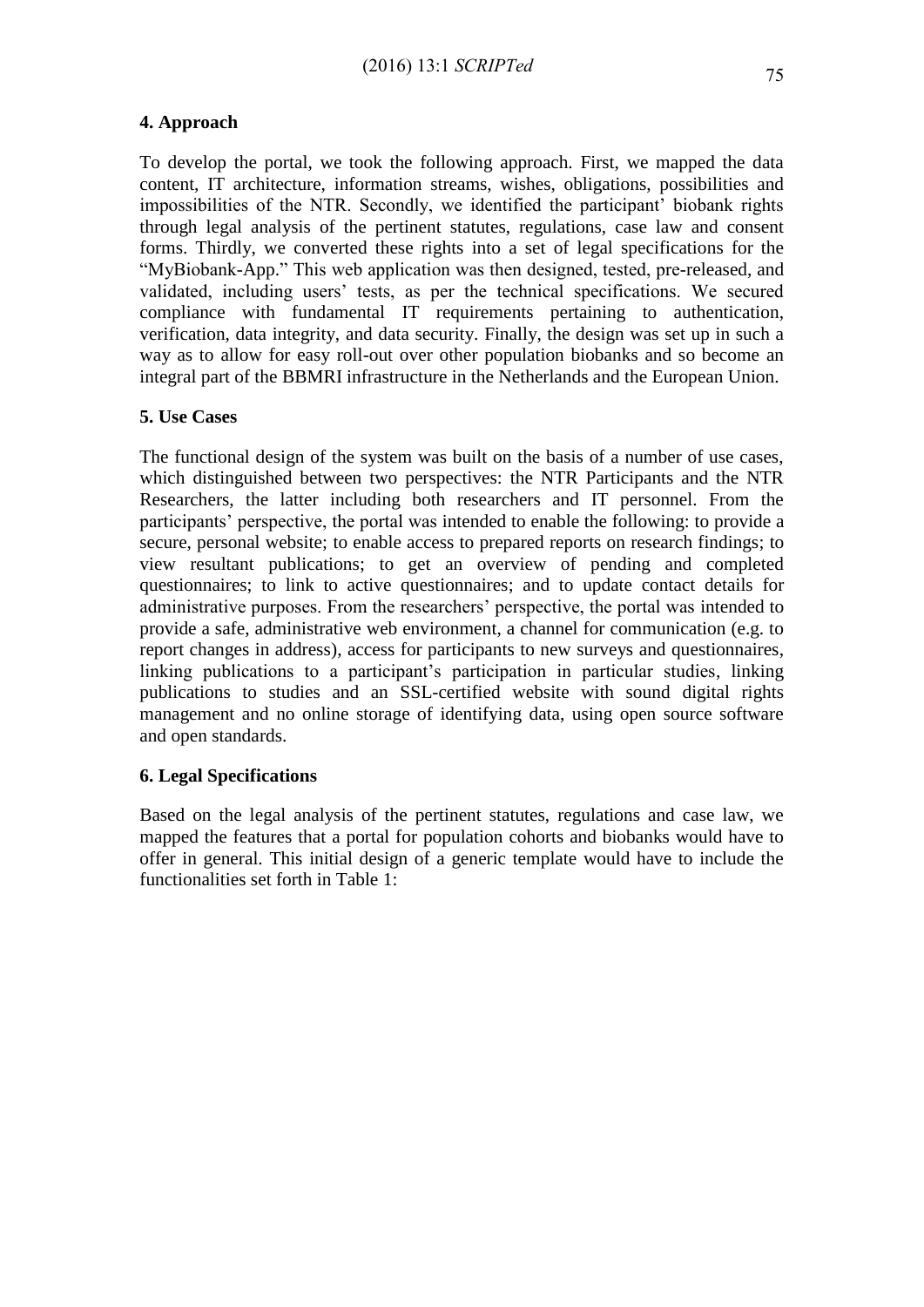## 4. Approach

To develop the portal, we took the following approach. First, we mapped the data content, IT architecture, information streams, wishes, obligations, possibilities and impossibilities of the NTR. Secondly, we identified the participant' biobank rights through legal analysis of the pertinent statutes, regulations, case law and consent forms. Thirdly, we converted these rights into a set of legal specifications for the "MyBiobank-App." This web application was then designed, tested, pre-released, and validated, including users' tests, as per the technical specifications. We secured compliance with fundamental IT requirements pertaining to authentication, verification, data integrity, and data security. Finally, the design was set up in such a way as to allow for easy roll-out over other population biobanks and so become an integral part of the BBMRI infrastructure in the Netherlands and the European Union.

## 5. Use Cases

The functional design of the system was built on the basis of a number of use cases, which distinguished between two perspectives: the NTR Participants and the NTR Researchers, the latter including both researchers and IT personnel. From the participants' perspective, the portal was intended to enable the following: to provide a secure, personal website; to enable access to prepared reports on research findings; to view resultant publications; to get an overview of pending and completed questionnaires; to link to active questionnaires; and to update contact details for administrative purposes. From the researchers' perspective, the portal was intended to provide a safe, administrative web environment, a channel for communication (e.g. to report changes in address), access for participants to new surveys and questionnaires, linking publications to a participant's participation in particular studies, linking publications to studies and an SSL-certified website with sound digital rights management and no online storage of identifying data, using open source software and open standards.

## 6. Legal Specifications

Based on the legal analysis of the pertinent statutes, regulations and case law, we mapped the features that a portal for population cohorts and biobanks would have to offer in general. This initial design of a generic template would have to include the functionalities set forth in Table 1: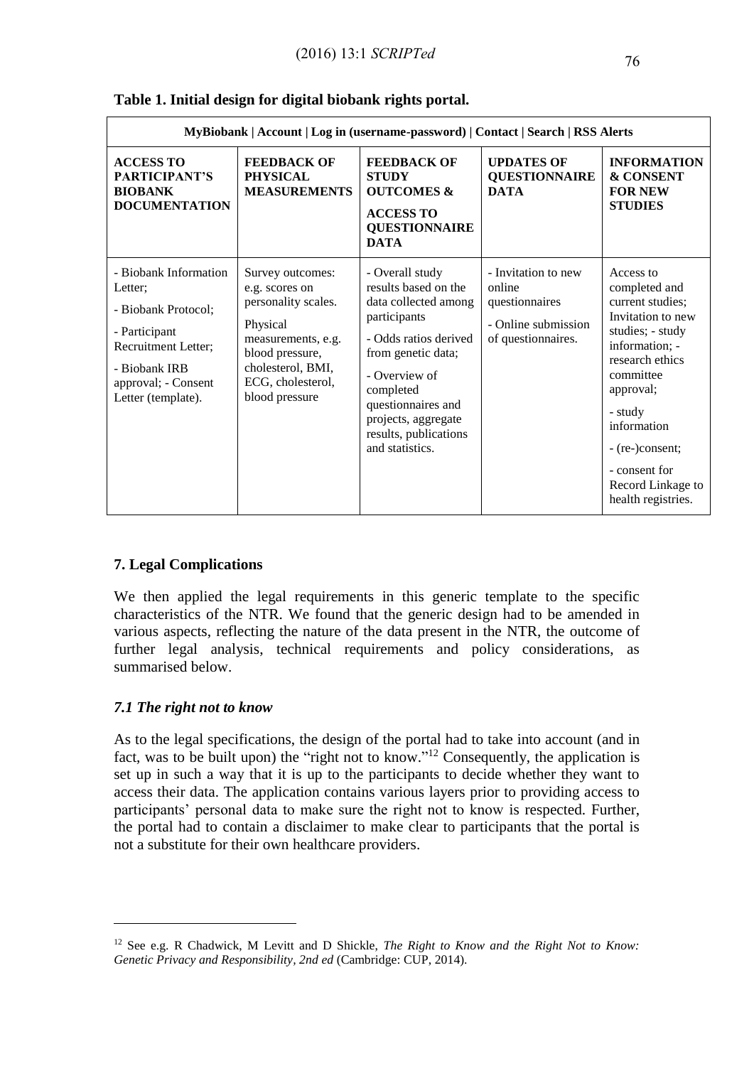**Table 1. Initial design for digital biobank rights portal.**

| MyBiobank \| Account \| Log in (username-password) \| Contact \| Search \| RSS Alerts | | | | |
|---|---|---|---|---|
| **ACCESS TO PARTICIPANT'S BIOBANK DOCUMENTATION** | **FEEDBACK OF PHYSICAL MEASUREMENTS** | **FEEDBACK OF STUDY OUTCOMES & ACCESS TO QUESTIONNAIRE DATA** | **UPDATES OF QUESTIONNAIRE DATA** | **INFORMATION & CONSENT FOR NEW STUDIES** |
| - Biobank Information Letter; - Biobank Protocol; - Participant Recruitment Letter; - Biobank IRB approval; - Consent Letter (template). | Survey outcomes: e.g. scores on personality scales. Physical measurements, e.g. blood pressure, cholesterol, BMI, ECG, cholesterol, blood pressure | - Overall study results based on the data collected among participants - Odds ratios derived from genetic data; - Overview of completed questionnaires and projects, aggregate results, publications and statistics. | - Invitation to new online questionnaires - Online submission of questionnaires. | Access to completed and current studies; Invitation to new studies; - study information; - research ethics committee approval; - study information - (re-)consent; - consent for Record Linkage to health registries. |

## 7. Legal Complications

We then applied the legal requirements in this generic template to the specific characteristics of the NTR. We found that the generic design had to be amended in various aspects, reflecting the nature of the data present in the NTR, the outcome of further legal analysis, technical requirements and policy considerations, as summarised below.

### *7.1 The right not to know*

As to the legal specifications, the design of the portal had to take into account (and in fact, was to be built upon) the "right not to know."[12] Consequently, the application is set up in such a way that it is up to the participants to decide whether they want to access their data. The application contains various layers prior to providing access to participants' personal data to make sure the right not to know is respected. Further, the portal had to contain a disclaimer to make clear to participants that the portal is not a substitute for their own healthcare providers.

---

[12] See e.g. R Chadwick, M Levitt and D Shickle, *The Right to Know and the Right Not to Know: Genetic Privacy and Responsibility, 2nd ed* (Cambridge: CUP, 2014).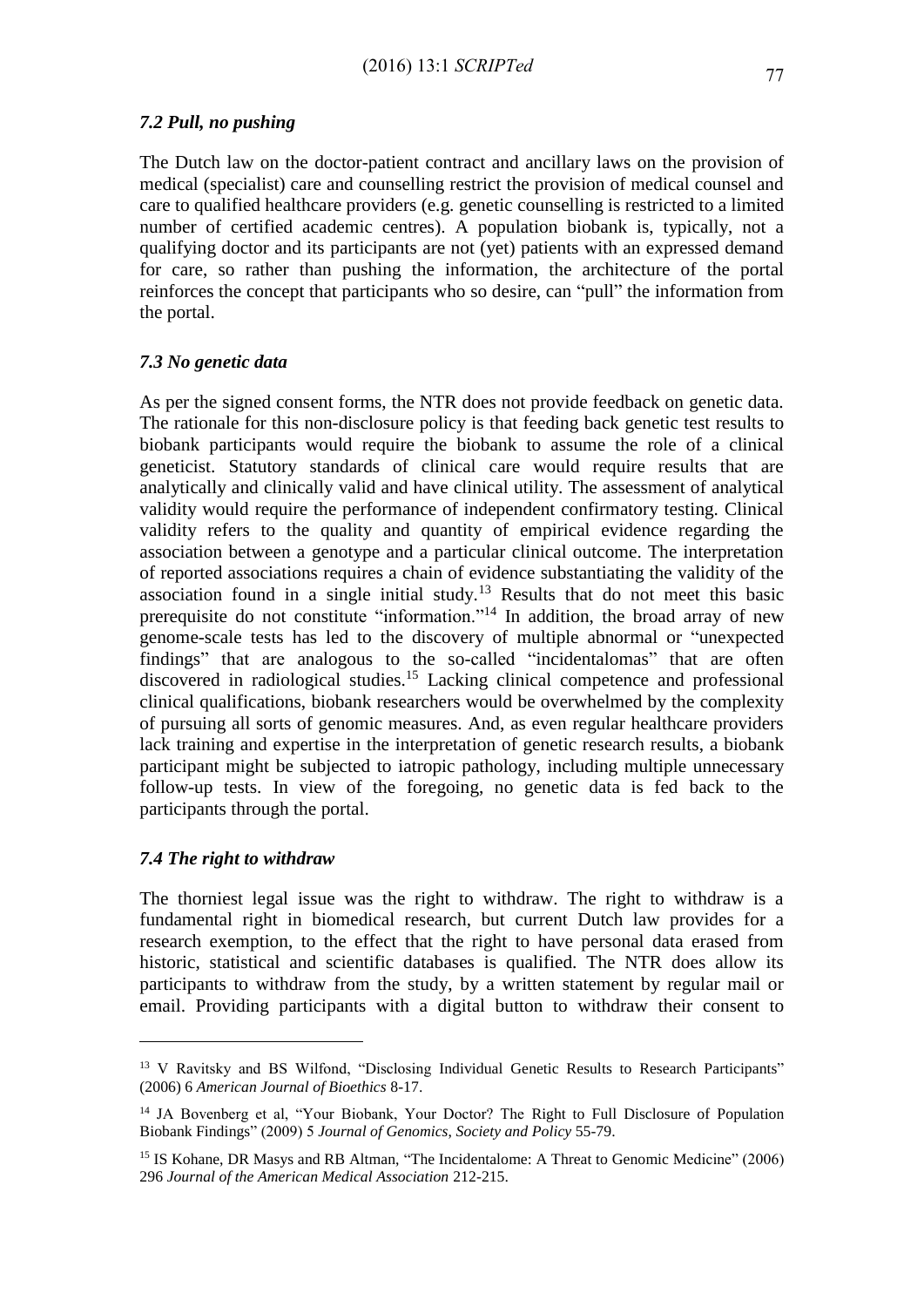### *7.2 Pull, no pushing*

The Dutch law on the doctor-patient contract and ancillary laws on the provision of medical (specialist) care and counselling restrict the provision of medical counsel and care to qualified healthcare providers (e.g. genetic counselling is restricted to a limited number of certified academic centres). A population biobank is, typically, not a qualifying doctor and its participants are not (yet) patients with an expressed demand for care, so rather than pushing the information, the architecture of the portal reinforces the concept that participants who so desire, can "pull" the information from the portal.

### *7.3 No genetic data*

As per the signed consent forms, the NTR does not provide feedback on genetic data. The rationale for this non-disclosure policy is that feeding back genetic test results to biobank participants would require the biobank to assume the role of a clinical geneticist. Statutory standards of clinical care would require results that are analytically and clinically valid and have clinical utility. The assessment of analytical validity would require the performance of independent confirmatory testing. Clinical validity refers to the quality and quantity of empirical evidence regarding the association between a genotype and a particular clinical outcome. The interpretation of reported associations requires a chain of evidence substantiating the validity of the association found in a single initial study.[13] Results that do not meet this basic prerequisite do not constitute "information."[14] In addition, the broad array of new genome-scale tests has led to the discovery of multiple abnormal or "unexpected findings" that are analogous to the so-called "incidentalomas" that are often discovered in radiological studies.[15] Lacking clinical competence and professional clinical qualifications, biobank researchers would be overwhelmed by the complexity of pursuing all sorts of genomic measures. And, as even regular healthcare providers lack training and expertise in the interpretation of genetic research results, a biobank participant might be subjected to iatropic pathology, including multiple unnecessary follow-up tests. In view of the foregoing, no genetic data is fed back to the participants through the portal.

### *7.4 The right to withdraw*

The thorniest legal issue was the right to withdraw. The right to withdraw is a fundamental right in biomedical research, but current Dutch law provides for a research exemption, to the effect that the right to have personal data erased from historic, statistical and scientific databases is qualified. The NTR does allow its participants to withdraw from the study, by a written statement by regular mail or email. Providing participants with a digital button to withdraw their consent to

---

[13] V Ravitsky and BS Wilfond, "Disclosing Individual Genetic Results to Research Participants" (2006) 6 *American Journal of Bioethics* 8-17.

[14] JA Bovenberg et al, "Your Biobank, Your Doctor? The Right to Full Disclosure of Population Biobank Findings" (2009) 5 *Journal of Genomics, Society and Policy* 55-79.

[15] IS Kohane, DR Masys and RB Altman, "The Incidentalome: A Threat to Genomic Medicine" (2006) 296 *Journal of the American Medical Association* 212-215.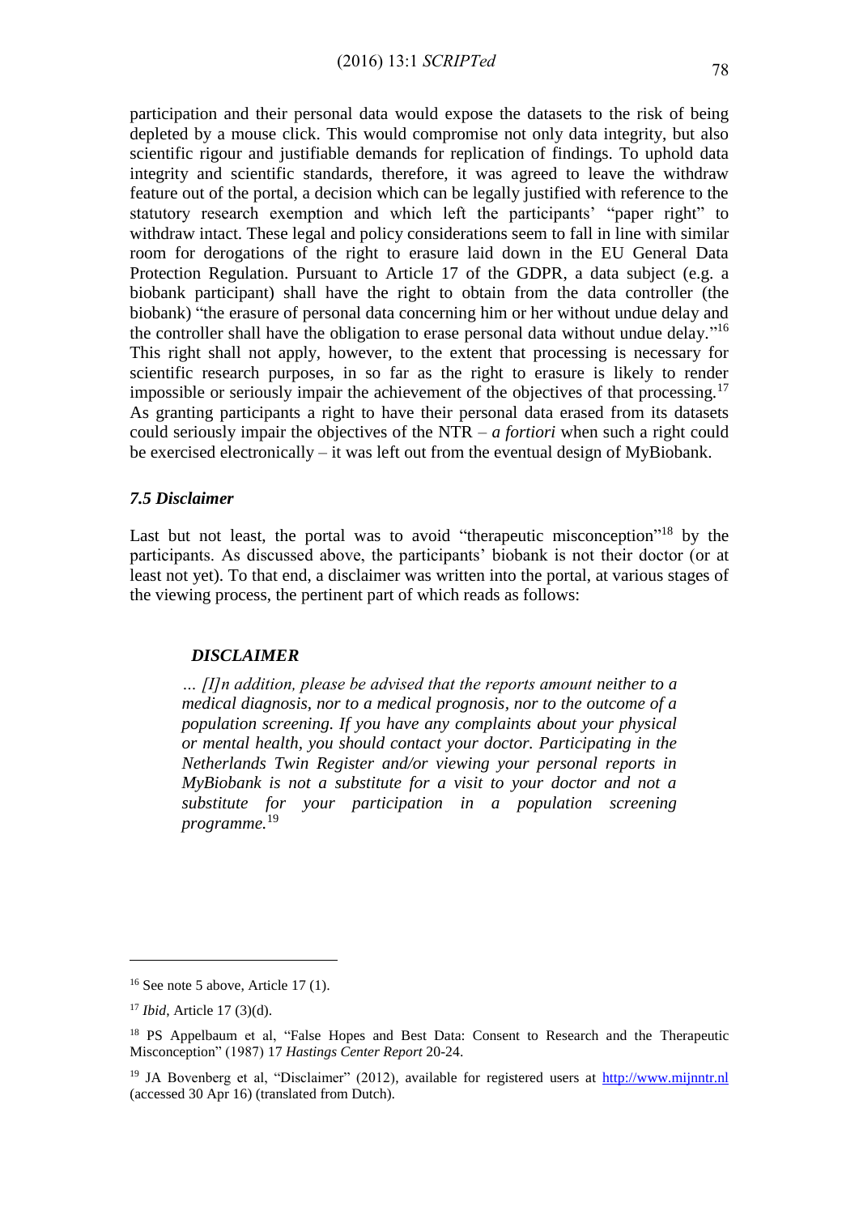participation and their personal data would expose the datasets to the risk of being depleted by a mouse click. This would compromise not only data integrity, but also scientific rigour and justifiable demands for replication of findings. To uphold data integrity and scientific standards, therefore, it was agreed to leave the withdraw feature out of the portal, a decision which can be legally justified with reference to the statutory research exemption and which left the participants' "paper right" to withdraw intact. These legal and policy considerations seem to fall in line with similar room for derogations of the right to erasure laid down in the EU General Data Protection Regulation. Pursuant to Article 17 of the GDPR, a data subject (e.g. a biobank participant) shall have the right to obtain from the data controller (the biobank) "the erasure of personal data concerning him or her without undue delay and the controller shall have the obligation to erase personal data without undue delay."[16] This right shall not apply, however, to the extent that processing is necessary for scientific research purposes, in so far as the right to erasure is likely to render impossible or seriously impair the achievement of the objectives of that processing.[17] As granting participants a right to have their personal data erased from its datasets could seriously impair the objectives of the NTR – *a fortiori* when such a right could be exercised electronically – it was left out from the eventual design of MyBiobank.

### *7.5 Disclaimer*

Last but not least, the portal was to avoid "therapeutic misconception"[18] by the participants. As discussed above, the participants' biobank is not their doctor (or at least not yet). To that end, a disclaimer was written into the portal, at various stages of the viewing process, the pertinent part of which reads as follows:

> ***DISCLAIMER***
>
> *… [I]n addition, please be advised that the reports amount neither to a medical diagnosis, nor to a medical prognosis, nor to the outcome of a population screening. If you have any complaints about your physical or mental health, you should contact your doctor. Participating in the Netherlands Twin Register and/or viewing your personal reports in MyBiobank is not a substitute for a visit to your doctor and not a substitute for your participation in a population screening programme.*[19]

---

[16] See note 5 above, Article 17 (1).

[17] *Ibid*, Article 17 (3)(d).

[18] PS Appelbaum et al, "False Hopes and Best Data: Consent to Research and the Therapeutic Misconception" (1987) 17 *Hastings Center Report* 20-24.

[19] JA Bovenberg et al, "Disclaimer" (2012), available for registered users at http://www.mijnntr.nl (accessed 30 Apr 16) (translated from Dutch).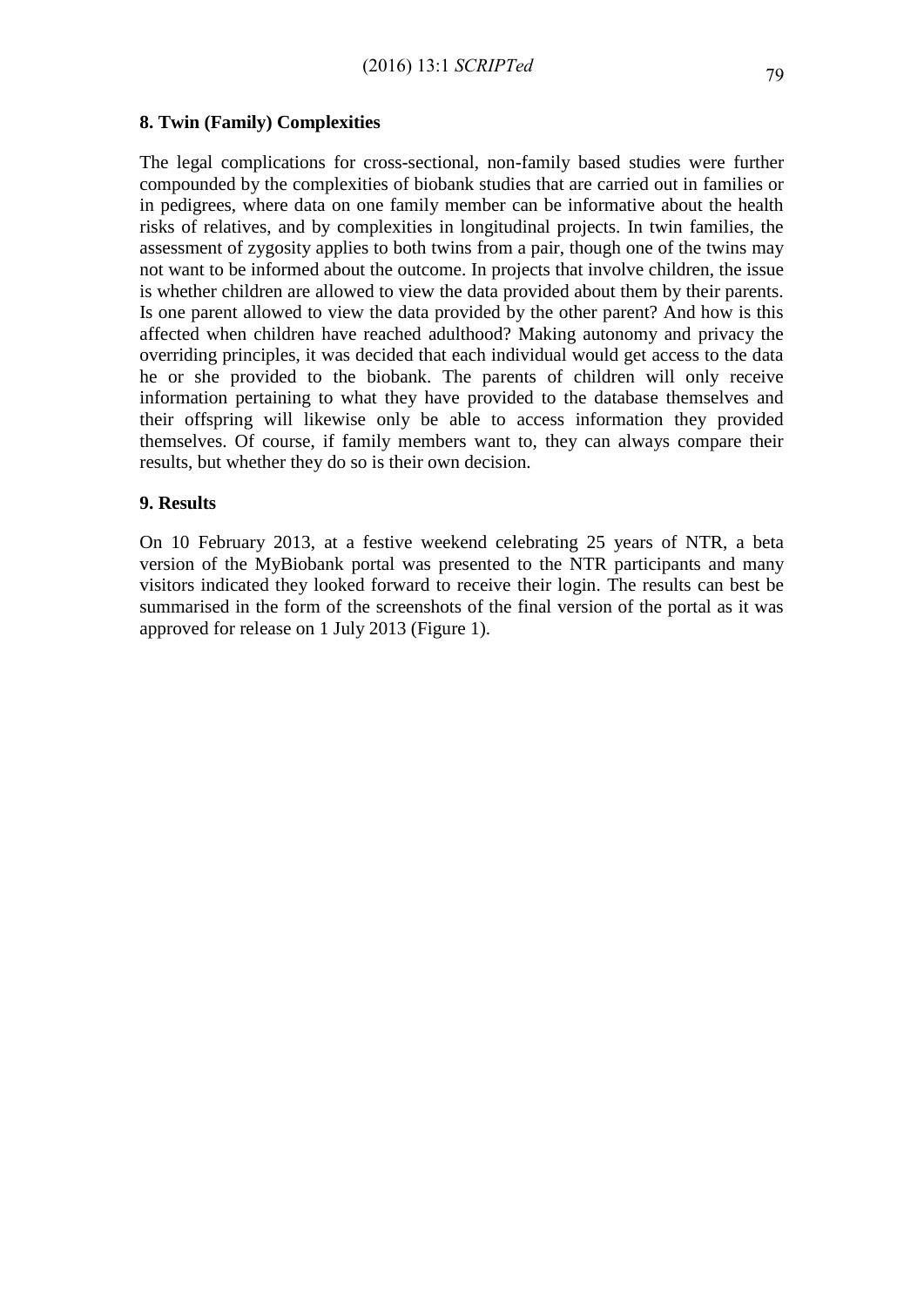## 8. Twin (Family) Complexities

The legal complications for cross-sectional, non-family based studies were further compounded by the complexities of biobank studies that are carried out in families or in pedigrees, where data on one family member can be informative about the health risks of relatives, and by complexities in longitudinal projects. In twin families, the assessment of zygosity applies to both twins from a pair, though one of the twins may not want to be informed about the outcome. In projects that involve children, the issue is whether children are allowed to view the data provided about them by their parents. Is one parent allowed to view the data provided by the other parent? And how is this affected when children have reached adulthood? Making autonomy and privacy the overriding principles, it was decided that each individual would get access to the data he or she provided to the biobank. The parents of children will only receive information pertaining to what they have provided to the database themselves and their offspring will likewise only be able to access information they provided themselves. Of course, if family members want to, they can always compare their results, but whether they do so is their own decision.

## 9. Results

On 10 February 2013, at a festive weekend celebrating 25 years of NTR, a beta version of the MyBiobank portal was presented to the NTR participants and many visitors indicated they looked forward to receive their login. The results can best be summarised in the form of the screenshots of the final version of the portal as it was approved for release on 1 July 2013 (Figure 1).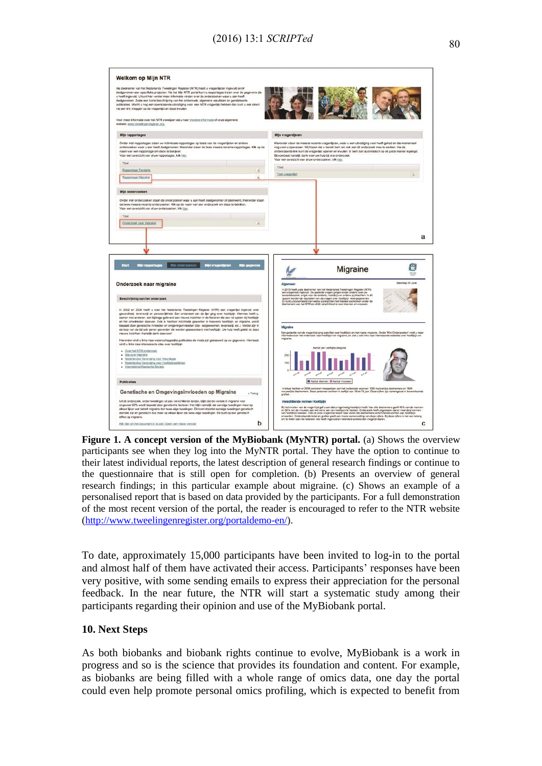**Figure 1. A concept version of the MyBiobank (MyNTR) portal.** (a) Shows the overview participants see when they log into the MyNTR portal. They have the option to continue to their latest individual reports, the latest description of general research findings or continue to the questionnaire that is still open for completion. (b) Presents an overview of general research findings; in this particular example about migraine. (c) Shows an example of a personalised report that is based on data provided by the participants. For a full demonstration of the most recent version of the portal, the reader is encouraged to refer to the NTR website (http://www.tweelingenregister.org/portaldemo-en/).

To date, approximately 15,000 participants have been invited to log-in to the portal and almost half of them have activated their access. Participants' responses have been very positive, with some sending emails to express their appreciation for the personal feedback. In the near future, the NTR will start a systematic study among their participants regarding their opinion and use of the MyBiobank portal.

## 10. Next Steps

As both biobanks and biobank rights continue to evolve, MyBiobank is a work in progress and so is the science that provides its foundation and content. For example, as biobanks are being filled with a whole range of omics data, one day the portal could even help promote personal omics profiling, which is expected to benefit from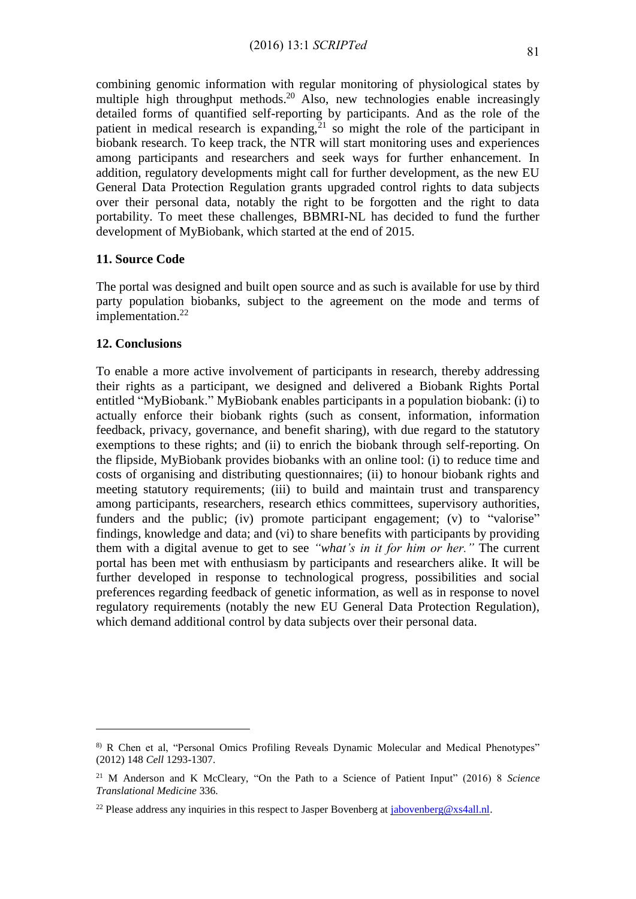combining genomic information with regular monitoring of physiological states by multiple high throughput methods.[20] Also, new technologies enable increasingly detailed forms of quantified self-reporting by participants. And as the role of the patient in medical research is expanding,[21] so might the role of the participant in biobank research. To keep track, the NTR will start monitoring uses and experiences among participants and researchers and seek ways for further enhancement. In addition, regulatory developments might call for further development, as the new EU General Data Protection Regulation grants upgraded control rights to data subjects over their personal data, notably the right to be forgotten and the right to data portability. To meet these challenges, BBMRI-NL has decided to fund the further development of MyBiobank, which started at the end of 2015.

## 11. Source Code

The portal was designed and built open source and as such is available for use by third party population biobanks, subject to the agreement on the mode and terms of implementation.[22]

## 12. Conclusions

To enable a more active involvement of participants in research, thereby addressing their rights as a participant, we designed and delivered a Biobank Rights Portal entitled "MyBiobank." MyBiobank enables participants in a population biobank: (i) to actually enforce their biobank rights (such as consent, information, information feedback, privacy, governance, and benefit sharing), with due regard to the statutory exemptions to these rights; and (ii) to enrich the biobank through self-reporting. On the flipside, MyBiobank provides biobanks with an online tool: (i) to reduce time and costs of organising and distributing questionnaires; (ii) to honour biobank rights and meeting statutory requirements; (iii) to build and maintain trust and transparency among participants, researchers, research ethics committees, supervisory authorities, funders and the public; (iv) promote participant engagement; (v) to "valorise" findings, knowledge and data; and (vi) to share benefits with participants by providing them with a digital avenue to get to see *"what's in it for him or her."* The current portal has been met with enthusiasm by participants and researchers alike. It will be further developed in response to technological progress, possibilities and social preferences regarding feedback of genetic information, as well as in response to novel regulatory requirements (notably the new EU General Data Protection Regulation), which demand additional control by data subjects over their personal data.

---

[8)] R Chen et al, "Personal Omics Profiling Reveals Dynamic Molecular and Medical Phenotypes" (2012) 148 *Cell* 1293-1307.

[21] M Anderson and K McCleary, "On the Path to a Science of Patient Input" (2016) 8 *Science Translational Medicine* 336.

[22] Please address any inquiries in this respect to Jasper Bovenberg at jabovenberg@xs4all.nl.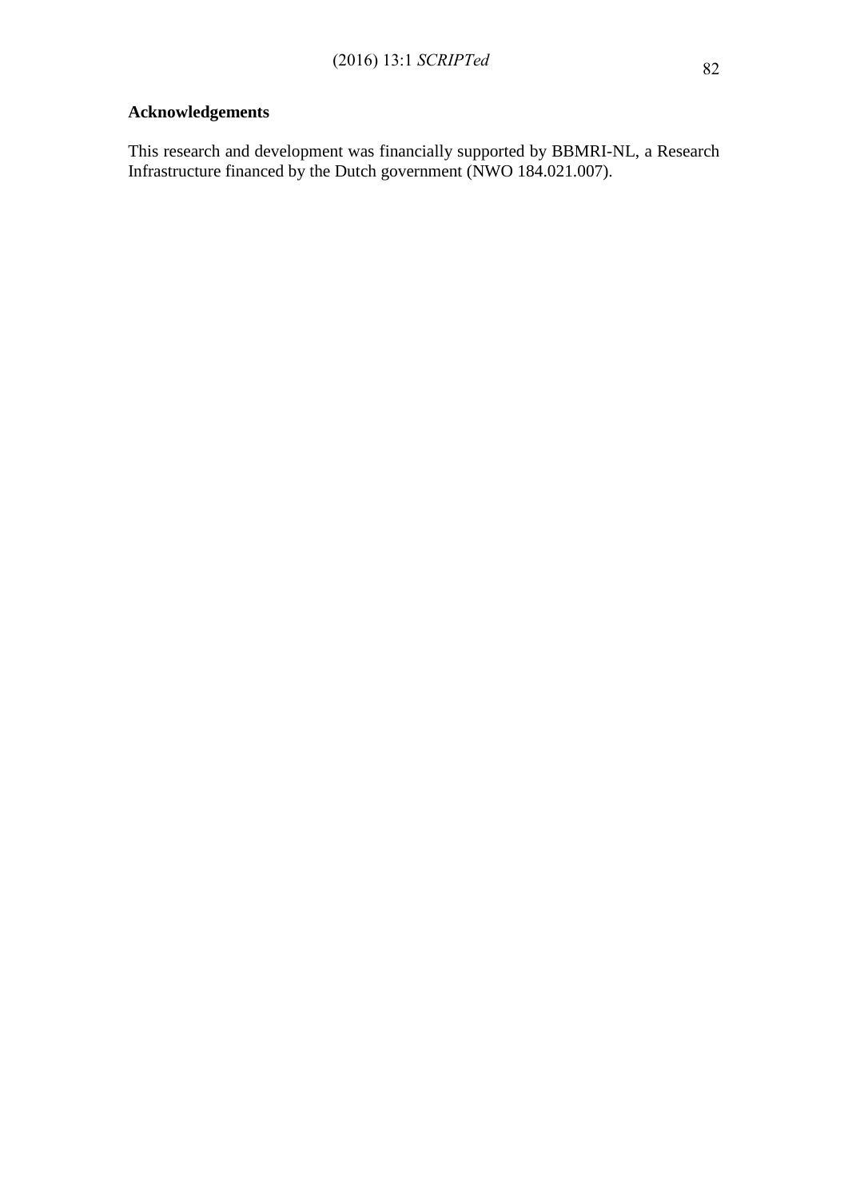## Acknowledgements

This research and development was financially supported by BBMRI-NL, a Research Infrastructure financed by the Dutch government (NWO 184.021.007).